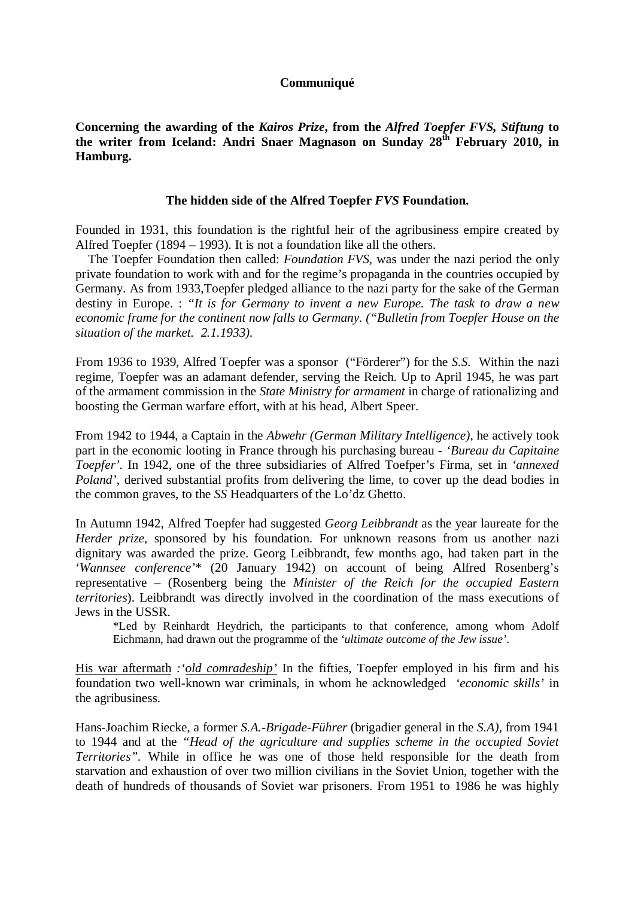**Communiqué**

**Concerning the awarding of the *Kairos Prize*, from the *Alfred Toepfer FVS, Stiftung* to the writer from Iceland: Andri Snaer Magnason on Sunday 28th February 2010, in Hamburg.**

**The hidden side of the Alfred Toepfer *FVS* Foundation.**

Founded in 1931, this foundation is the rightful heir of the agribusiness empire created by Alfred Toepfer (1894 – 1993). It is not a foundation like all the others.

The Toepfer Foundation then called: *Foundation FVS*, was under the nazi period the only private foundation to work with and for the regime's propaganda in the countries occupied by Germany. As from 1933,Toepfer pledged alliance to the nazi party for the sake of the German destiny in Europe. : *"It is for Germany to invent a new Europe. The task to draw a new economic frame for the continent now falls to Germany. ("Bulletin from Toepfer House on the situation of the market. 2.1.1933).*

From 1936 to 1939, Alfred Toepfer was a sponsor ("Förderer") for the *S.S.* Within the nazi regime, Toepfer was an adamant defender, serving the Reich. Up to April 1945, he was part of the armament commission in the *State Ministry for armament* in charge of rationalizing and boosting the German warfare effort, with at his head, Albert Speer.

From 1942 to 1944, a Captain in the *Abwehr (German Military Intelligence)*, he actively took part in the economic looting in France through his purchasing bureau - *'Bureau du Capitaine Toepfer'*. In 1942, one of the three subsidiaries of Alfred Toefper's Firma, set in *'annexed Poland'*, derived substantial profits from delivering the lime, to cover up the dead bodies in the common graves, to the *SS* Headquarters of the Lo'dz Ghetto.

In Autumn 1942, Alfred Toepfer had suggested *Georg Leibbrandt* as the year laureate for the *Herder prize*, sponsored by his foundation. For unknown reasons from us another nazi dignitary was awarded the prize. Georg Leibbrandt, few months ago, had taken part in the '*Wannsee conference*'* (20 January 1942) on account of being Alfred Rosenberg's representative – (Rosenberg being the *Minister of the Reich for the occupied Eastern territories*). Leibbrandt was directly involved in the coordination of the mass executions of Jews in the USSR.

> *Led by Reinhardt Heydrich, the participants to that conference, among whom Adolf Eichmann, had drawn out the programme of the *'ultimate outcome of the Jew issue'*.

His war aftermath *:'old comradeship'* In the fifties, Toepfer employed in his firm and his foundation two well-known war criminals, in whom he acknowledged *'economic skills'* in the agribusiness.

Hans-Joachim Riecke, a former *S.A.-Brigade-Führer* (brigadier general in the *S.A)*, from 1941 to 1944 and at the *"Head of the agriculture and supplies scheme in the occupied Soviet Territories"*. While in office he was one of those held responsible for the death from starvation and exhaustion of over two million civilians in the Soviet Union, together with the death of hundreds of thousands of Soviet war prisoners. From 1951 to 1986 he was highly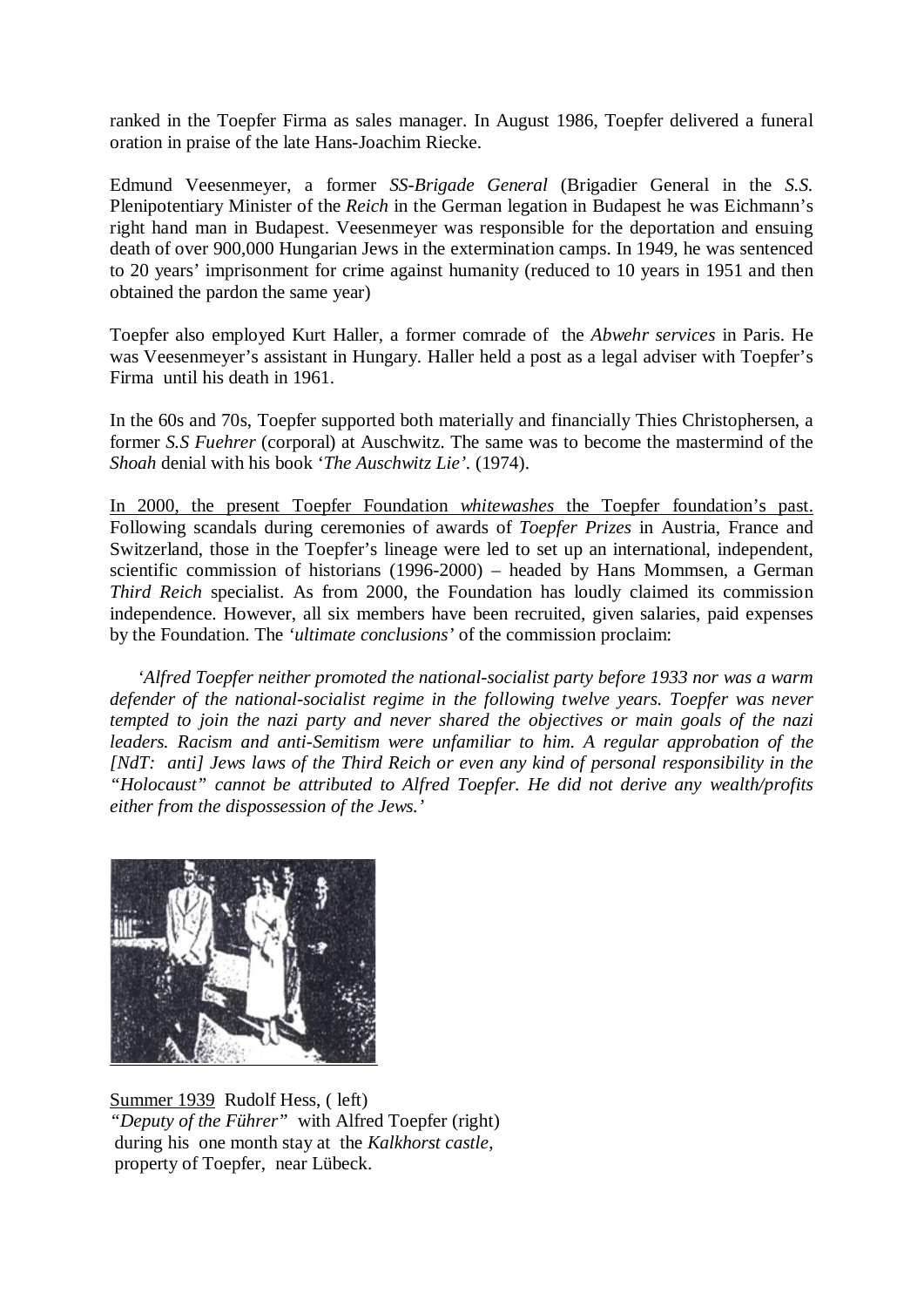ranked in the Toepfer Firma as sales manager. In August 1986, Toepfer delivered a funeral oration in praise of the late Hans-Joachim Riecke.

Edmund Veesenmeyer, a former *SS-Brigade General* (Brigadier General in the *S.S.* Plenipotentiary Minister of the *Reich* in the German legation in Budapest he was Eichmann's right hand man in Budapest. Veesenmeyer was responsible for the deportation and ensuing death of over 900,000 Hungarian Jews in the extermination camps. In 1949, he was sentenced to 20 years' imprisonment for crime against humanity (reduced to 10 years in 1951 and then obtained the pardon the same year)

Toepfer also employed Kurt Haller, a former comrade of the *Abwehr services* in Paris. He was Veesenmeyer's assistant in Hungary. Haller held a post as a legal adviser with Toepfer's Firma until his death in 1961.

In the 60s and 70s, Toepfer supported both materially and financially Thies Christophersen, a former *S.S Fuehrer* (corporal) at Auschwitz. The same was to become the mastermind of the *Shoah* denial with his book '*The Auschwitz Lie'*. (1974).

<u>In 2000, the present Toepfer Foundation *whitewashes* the Toepfer foundation's past.</u> Following scandals during ceremonies of awards of *Toepfer Prizes* in Austria, France and Switzerland, those in the Toepfer's lineage were led to set up an international, independent, scientific commission of historians (1996-2000) – headed by Hans Mommsen, a German *Third Reich* specialist. As from 2000, the Foundation has loudly claimed its commission independence. However, all six members have been recruited, given salaries, paid expenses by the Foundation. The *'ultimate conclusions'* of the commission proclaim:

> *'Alfred Toepfer neither promoted the national-socialist party before 1933 nor was a warm defender of the national-socialist regime in the following twelve years. Toepfer was never tempted to join the nazi party and never shared the objectives or main goals of the nazi leaders. Racism and anti-Semitism were unfamiliar to him. A regular approbation of the [NdT: anti] Jews laws of the Third Reich or even any kind of personal responsibility in the "Holocaust" cannot be attributed to Alfred Toepfer. He did not derive any wealth/profits either from the dispossession of the Jews.'*

<u>Summer 1939</u> Rudolf Hess, ( left)
*"Deputy of the Führer"* with Alfred Toepfer (right)
during his one month stay at the *Kalkhorst castle*,
property of Toepfer, near Lübeck.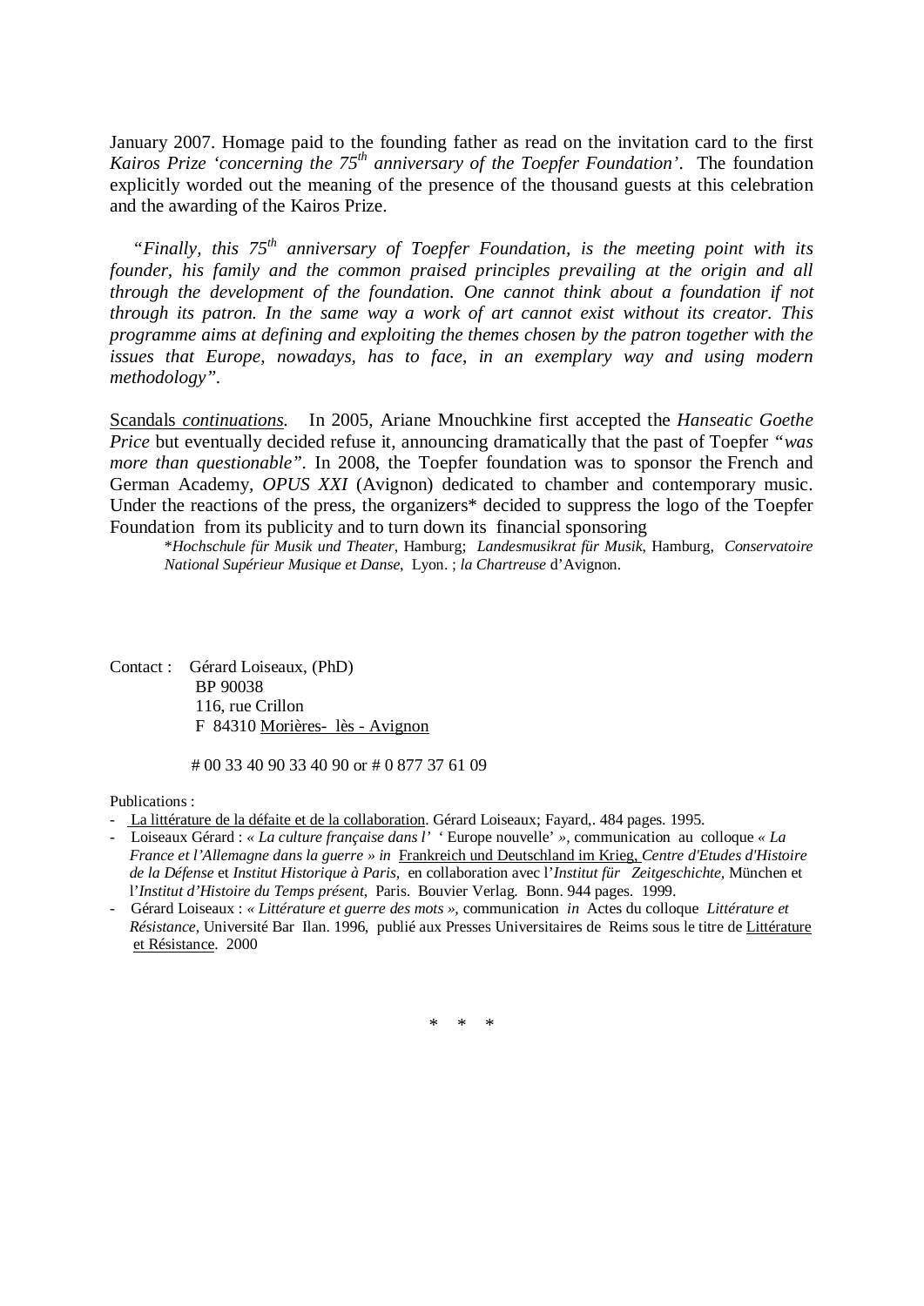January 2007. Homage paid to the founding father as read on the invitation card to the first *Kairos Prize 'concerning the 75th anniversary of the Toepfer Foundation'*. The foundation explicitly worded out the meaning of the presence of the thousand guests at this celebration and the awarding of the Kairos Prize.

*"Finally, this 75th anniversary of Toepfer Foundation, is the meeting point with its founder, his family and the common praised principles prevailing at the origin and all through the development of the foundation. One cannot think about a foundation if not through its patron. In the same way a work of art cannot exist without its creator. This programme aims at defining and exploiting the themes chosen by the patron together with the issues that Europe, nowadays, has to face, in an exemplary way and using modern methodology".*

Scandals *continuations.* In 2005, Ariane Mnouchkine first accepted the *Hanseatic Goethe Price* but eventually decided refuse it, announcing dramatically that the past of Toepfer *"was more than questionable"*. In 2008, the Toepfer foundation was to sponsor the French and German Academy, *OPUS XXI* (Avignon) dedicated to chamber and contemporary music. Under the reactions of the press, the organizers* decided to suppress the logo of the Toepfer Foundation from its publicity and to turn down its financial sponsoring

*\*Hochschule für Musik und Theater*, Hamburg; *Landesmusikrat für Musik*, Hamburg, *Conservatoire National Supérieur Musique et Danse*, Lyon. ; *la Chartreuse* d'Avignon.

Contact : Gérard Loiseaux, (PhD)
BP 90038
116, rue Crillon
F 84310 Morières- lès - Avignon

# 00 33 40 90 33 40 90 or # 0 877 37 61 09

Publications :

- La littérature de la défaite et de la collaboration. Gérard Loiseaux; Fayard,. 484 pages. 1995.
- Loiseaux Gérard : *« La culture française dans l'* ' Europe nouvelle' », communication au colloque *« La France et l'Allemagne dans la guerre » in* Frankreich und Deutschland im Krieg, *Centre d'Etudes d'Histoire de la Défense* et *Institut Historique à Paris*, en collaboration avec l'*Institut für Zeitgeschichte*, München et l'*Institut d'Histoire du Temps présent*, Paris. Bouvier Verlag. Bonn. 944 pages. 1999.
- Gérard Loiseaux : *« Littérature et guerre des mots »*, communication *in* Actes du colloque *Littérature et Résistance*, Université Bar Ilan. 1996, publié aux Presses Universitaires de Reims sous le titre de Littérature et Résistance. 2000

\* \* \*